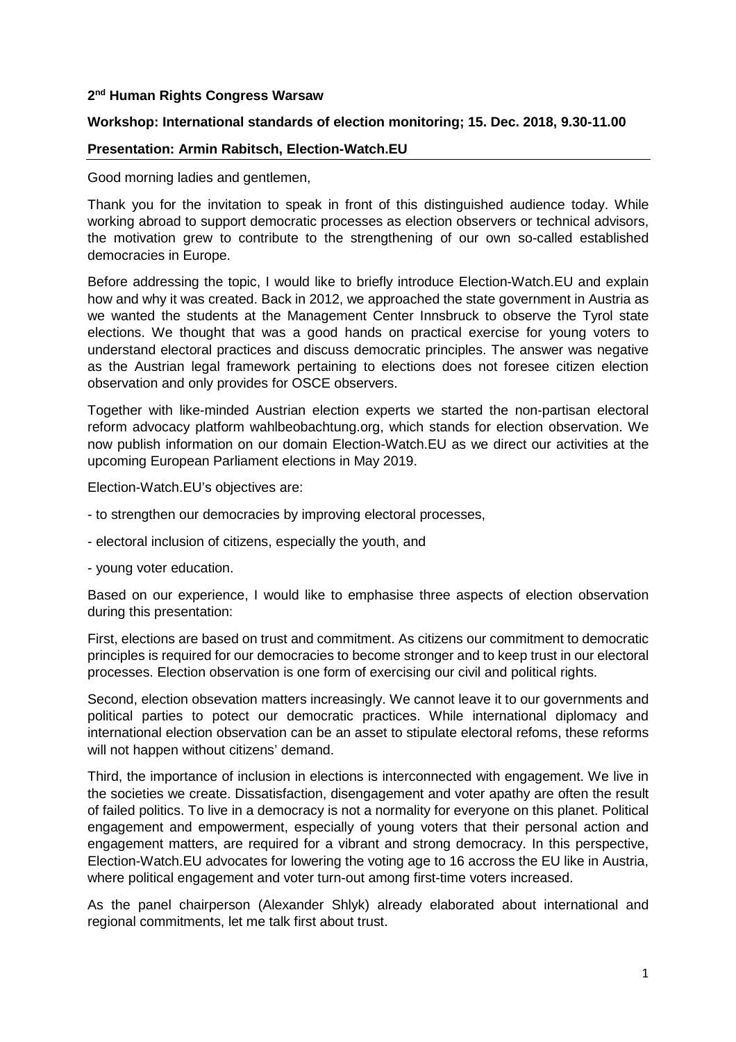**2nd Human Rights Congress Warsaw**

**Workshop: International standards of election monitoring; 15. Dec. 2018, 9.30-11.00**

**Presentation: Armin Rabitsch, Election-Watch.EU**

Good morning ladies and gentlemen,

Thank you for the invitation to speak in front of this distinguished audience today. While working abroad to support democratic processes as election observers or technical advisors, the motivation grew to contribute to the strengthening of our own so-called established democracies in Europe.

Before addressing the topic, I would like to briefly introduce Election-Watch.EU and explain how and why it was created. Back in 2012, we approached the state government in Austria as we wanted the students at the Management Center Innsbruck to observe the Tyrol state elections. We thought that was a good hands on practical exercise for young voters to understand electoral practices and discuss democratic principles. The answer was negative as the Austrian legal framework pertaining to elections does not foresee citizen election observation and only provides for OSCE observers.

Together with like-minded Austrian election experts we started the non-partisan electoral reform advocacy platform wahlbeobachtung.org, which stands for election observation. We now publish information on our domain Election-Watch.EU as we direct our activities at the upcoming European Parliament elections in May 2019.

Election-Watch.EU's objectives are:

- to strengthen our democracies by improving electoral processes,
- electoral inclusion of citizens, especially the youth, and
- young voter education.

Based on our experience, I would like to emphasise three aspects of election observation during this presentation:

First, elections are based on trust and commitment. As citizens our commitment to democratic principles is required for our democracies to become stronger and to keep trust in our electoral processes. Election observation is one form of exercising our civil and political rights.

Second, election obsevation matters increasingly. We cannot leave it to our governments and political parties to potect our democratic practices. While international diplomacy and international election observation can be an asset to stipulate electoral refoms, these reforms will not happen without citizens' demand.

Third, the importance of inclusion in elections is interconnected with engagement. We live in the societies we create. Dissatisfaction, disengagement and voter apathy are often the result of failed politics. To live in a democracy is not a normality for everyone on this planet. Political engagement and empowerment, especially of young voters that their personal action and engagement matters, are required for a vibrant and strong democracy. In this perspective, Election-Watch.EU advocates for lowering the voting age to 16 accross the EU like in Austria, where political engagement and voter turn-out among first-time voters increased.

As the panel chairperson (Alexander Shlyk) already elaborated about international and regional commitments, let me talk first about trust.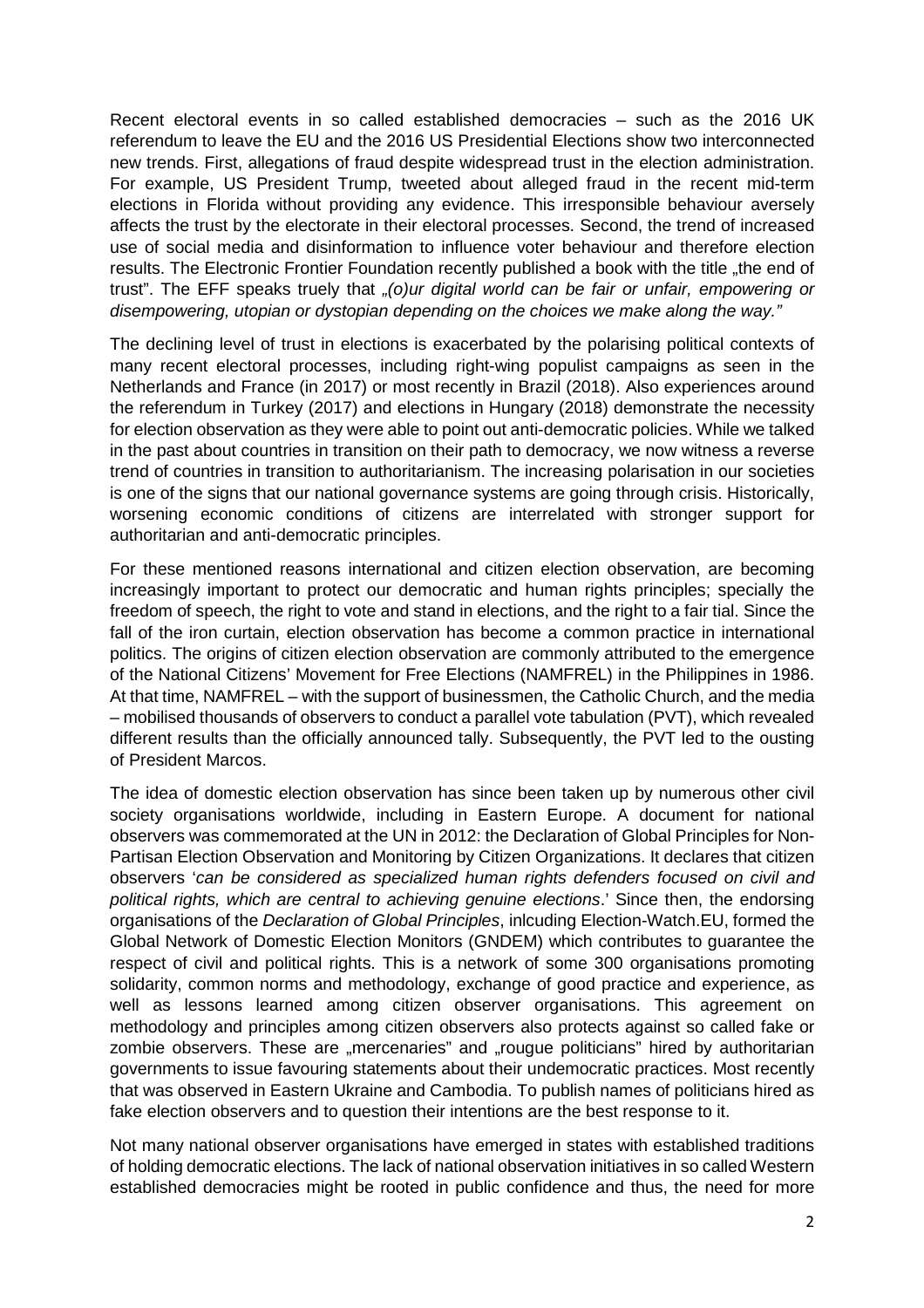Recent electoral events in so called established democracies – such as the 2016 UK referendum to leave the EU and the 2016 US Presidential Elections show two interconnected new trends. First, allegations of fraud despite widespread trust in the election administration. For example, US President Trump, tweeted about alleged fraud in the recent mid-term elections in Florida without providing any evidence. This irresponsible behaviour aversely affects the trust by the electorate in their electoral processes. Second, the trend of increased use of social media and disinformation to influence voter behaviour and therefore election results. The Electronic Frontier Foundation recently published a book with the title „the end of trust". The EFF speaks truely that *„(o)ur digital world can be fair or unfair, empowering or disempowering, utopian or dystopian depending on the choices we make along the way."*

The declining level of trust in elections is exacerbated by the polarising political contexts of many recent electoral processes, including right-wing populist campaigns as seen in the Netherlands and France (in 2017) or most recently in Brazil (2018). Also experiences around the referendum in Turkey (2017) and elections in Hungary (2018) demonstrate the necessity for election observation as they were able to point out anti-democratic policies. While we talked in the past about countries in transition on their path to democracy, we now witness a reverse trend of countries in transition to authoritarianism. The increasing polarisation in our societies is one of the signs that our national governance systems are going through crisis. Historically, worsening economic conditions of citizens are interrelated with stronger support for authoritarian and anti-democratic principles.

For these mentioned reasons international and citizen election observation, are becoming increasingly important to protect our democratic and human rights principles; specially the freedom of speech, the right to vote and stand in elections, and the right to a fair tial. Since the fall of the iron curtain, election observation has become a common practice in international politics. The origins of citizen election observation are commonly attributed to the emergence of the National Citizens' Movement for Free Elections (NAMFREL) in the Philippines in 1986. At that time, NAMFREL – with the support of businessmen, the Catholic Church, and the media – mobilised thousands of observers to conduct a parallel vote tabulation (PVT), which revealed different results than the officially announced tally. Subsequently, the PVT led to the ousting of President Marcos.

The idea of domestic election observation has since been taken up by numerous other civil society organisations worldwide, including in Eastern Europe. A document for national observers was commemorated at the UN in 2012: the Declaration of Global Principles for Non-Partisan Election Observation and Monitoring by Citizen Organizations. It declares that citizen observers '*can be considered as specialized human rights defenders focused on civil and political rights, which are central to achieving genuine elections*.' Since then, the endorsing organisations of the *Declaration of Global Principles*, inlcuding Election-Watch.EU, formed the Global Network of Domestic Election Monitors (GNDEM) which contributes to guarantee the respect of civil and political rights. This is a network of some 300 organisations promoting solidarity, common norms and methodology, exchange of good practice and experience, as well as lessons learned among citizen observer organisations. This agreement on methodology and principles among citizen observers also protects against so called fake or zombie observers. These are „mercenaries" and „rougue politicians" hired by authoritarian governments to issue favouring statements about their undemocratic practices. Most recently that was observed in Eastern Ukraine and Cambodia. To publish names of politicians hired as fake election observers and to question their intentions are the best response to it.

Not many national observer organisations have emerged in states with established traditions of holding democratic elections. The lack of national observation initiatives in so called Western established democracies might be rooted in public confidence and thus, the need for more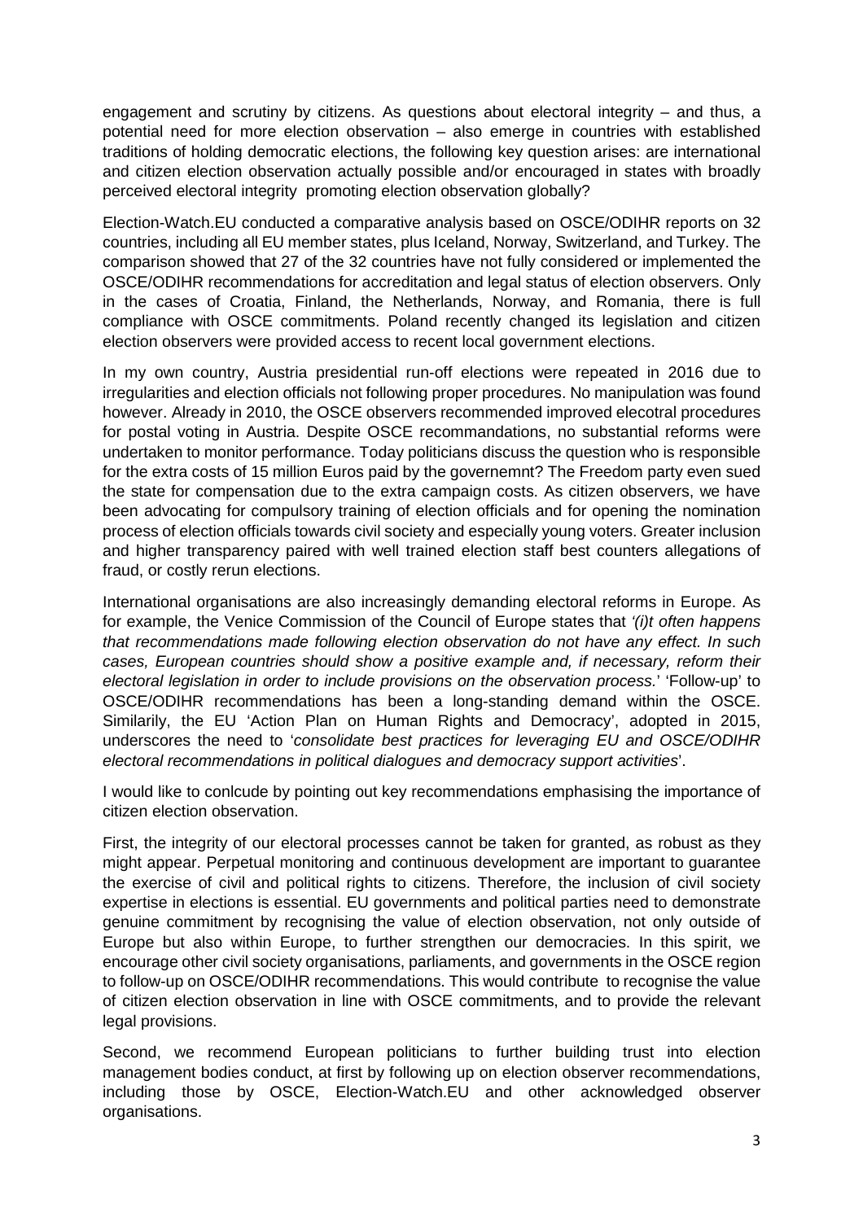engagement and scrutiny by citizens. As questions about electoral integrity – and thus, a potential need for more election observation – also emerge in countries with established traditions of holding democratic elections, the following key question arises: are international and citizen election observation actually possible and/or encouraged in states with broadly perceived electoral integrity promoting election observation globally?

Election-Watch.EU conducted a comparative analysis based on OSCE/ODIHR reports on 32 countries, including all EU member states, plus Iceland, Norway, Switzerland, and Turkey. The comparison showed that 27 of the 32 countries have not fully considered or implemented the OSCE/ODIHR recommendations for accreditation and legal status of election observers. Only in the cases of Croatia, Finland, the Netherlands, Norway, and Romania, there is full compliance with OSCE commitments. Poland recently changed its legislation and citizen election observers were provided access to recent local government elections.

In my own country, Austria presidential run-off elections were repeated in 2016 due to irregularities and election officials not following proper procedures. No manipulation was found however. Already in 2010, the OSCE observers recommended improved elecotral procedures for postal voting in Austria. Despite OSCE recommandations, no substantial reforms were undertaken to monitor performance. Today politicians discuss the question who is responsible for the extra costs of 15 million Euros paid by the governemnt? The Freedom party even sued the state for compensation due to the extra campaign costs. As citizen observers, we have been advocating for compulsory training of election officials and for opening the nomination process of election officials towards civil society and especially young voters. Greater inclusion and higher transparency paired with well trained election staff best counters allegations of fraud, or costly rerun elections.

International organisations are also increasingly demanding electoral reforms in Europe. As for example, the Venice Commission of the Council of Europe states that *'(i)t often happens that recommendations made following election observation do not have any effect. In such cases, European countries should show a positive example and, if necessary, reform their electoral legislation in order to include provisions on the observation process.*' 'Follow-up' to OSCE/ODIHR recommendations has been a long-standing demand within the OSCE. Similarily, the EU 'Action Plan on Human Rights and Democracy', adopted in 2015, underscores the need to '*consolidate best practices for leveraging EU and OSCE/ODIHR electoral recommendations in political dialogues and democracy support activities*'.

I would like to conlcude by pointing out key recommendations emphasising the importance of citizen election observation.

First, the integrity of our electoral processes cannot be taken for granted, as robust as they might appear. Perpetual monitoring and continuous development are important to guarantee the exercise of civil and political rights to citizens. Therefore, the inclusion of civil society expertise in elections is essential. EU governments and political parties need to demonstrate genuine commitment by recognising the value of election observation, not only outside of Europe but also within Europe, to further strengthen our democracies. In this spirit, we encourage other civil society organisations, parliaments, and governments in the OSCE region to follow-up on OSCE/ODIHR recommendations. This would contribute to recognise the value of citizen election observation in line with OSCE commitments, and to provide the relevant legal provisions.

Second, we recommend European politicians to further building trust into election management bodies conduct, at first by following up on election observer recommendations, including those by OSCE, Election-Watch.EU and other acknowledged observer organisations.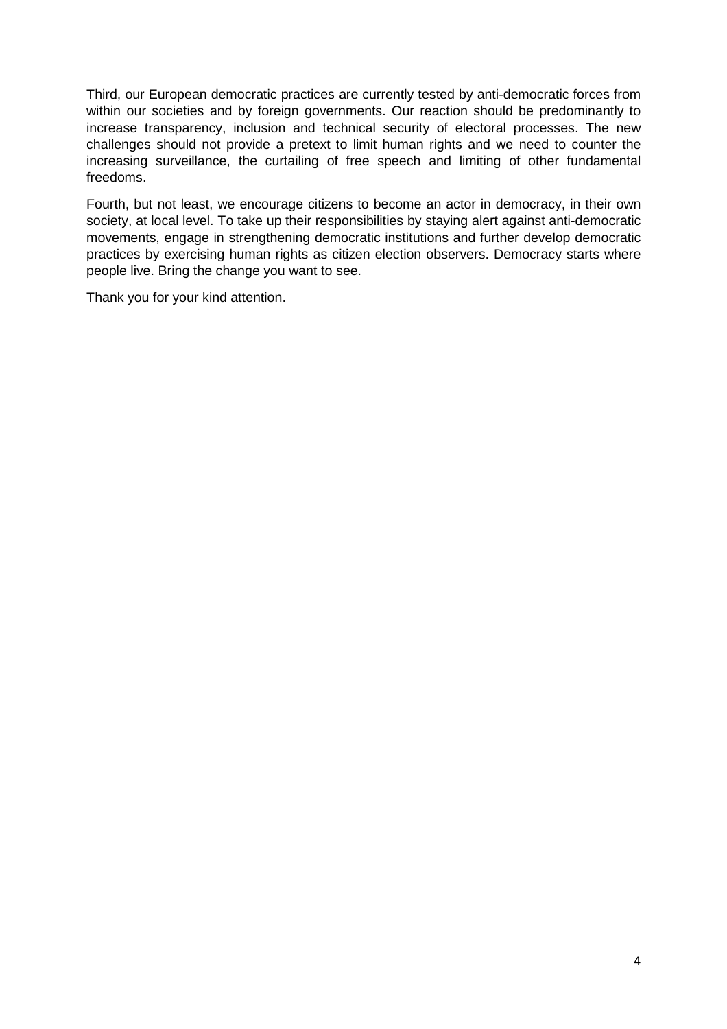Third, our European democratic practices are currently tested by anti-democratic forces from within our societies and by foreign governments. Our reaction should be predominantly to increase transparency, inclusion and technical security of electoral processes. The new challenges should not provide a pretext to limit human rights and we need to counter the increasing surveillance, the curtailing of free speech and limiting of other fundamental freedoms.

Fourth, but not least, we encourage citizens to become an actor in democracy, in their own society, at local level. To take up their responsibilities by staying alert against anti-democratic movements, engage in strengthening democratic institutions and further develop democratic practices by exercising human rights as citizen election observers. Democracy starts where people live. Bring the change you want to see.

Thank you for your kind attention.